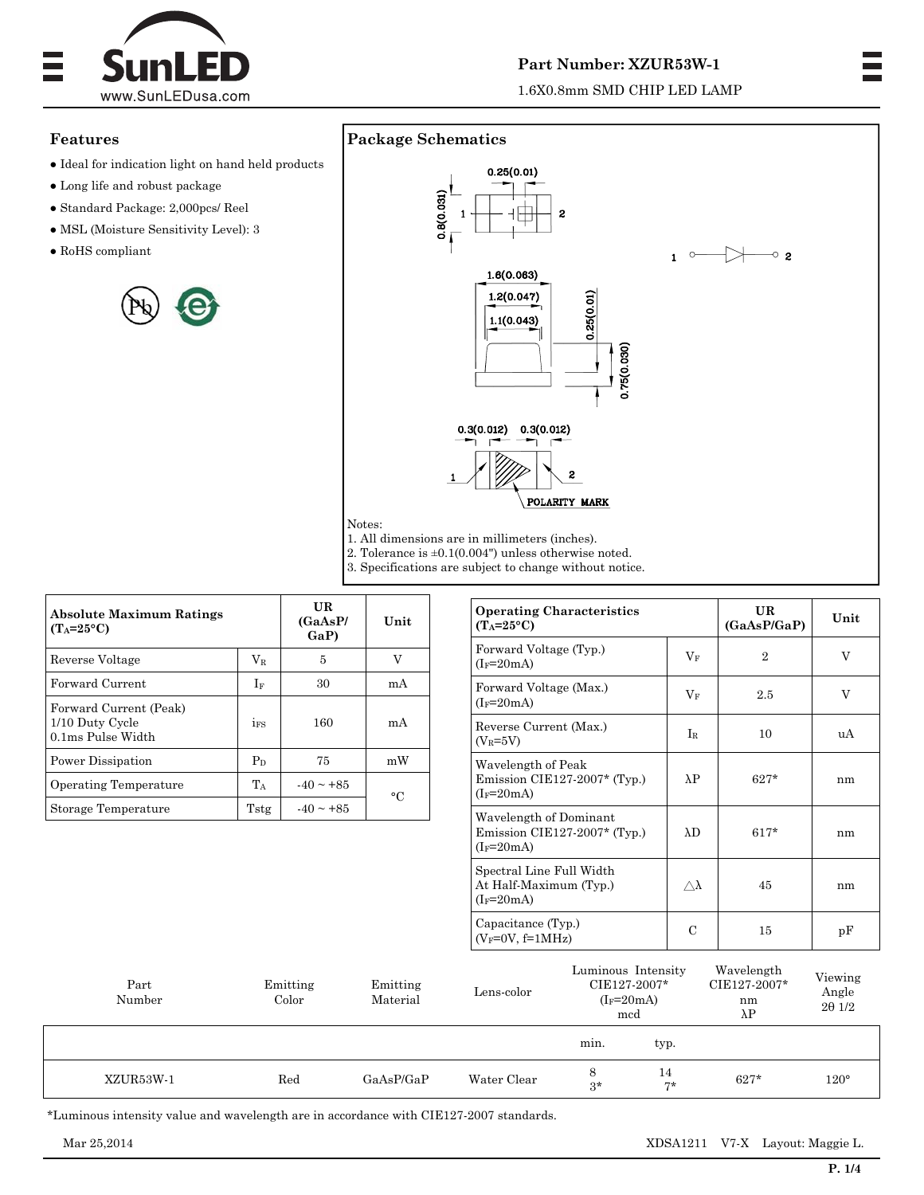# SunLED

www.SunLEDusa.com

**Part Number: XZUR53W-1**

1.6X0.8mm SMD CHIP LED LAMP

## Features

- Ideal for indication light on hand held products
- Long life and robust package
- Standard Package: 2,000pcs/ Reel
- MSL (Moisture Sensitivity Level): 3
- RoHS compliant

## Package Schematics

Notes:
1. All dimensions are in millimeters (inches).
2. Tolerance is ±0.1(0.004") unless otherwise noted.
3. Specifications are subject to change without notice.

| Absolute Maximum Ratings ($T_A$=25°C) | | UR (GaAsP/GaP) | Unit |
|---|---|---|---|
| Reverse Voltage | $V_R$ | 5 | V |
| Forward Current | $I_F$ | 30 | mA |
| Forward Current (Peak) 1/10 Duty Cycle 0.1ms Pulse Width | $i_{FS}$ | 160 | mA |
| Power Dissipation | $P_D$ | 75 | mW |
| Operating Temperature | $T_A$ | -40 ~ +85 | °C |
| Storage Temperature | Tstg | -40 ~ +85 | °C |

| Operating Characteristics ($T_A$=25°C) | | UR (GaAsP/GaP) | Unit |
|---|---|---|---|
| Forward Voltage (Typ.) ($I_F$=20mA) | $V_F$ | 2 | V |
| Forward Voltage (Max.) ($I_F$=20mA) | $V_F$ | 2.5 | V |
| Reverse Current (Max.) ($V_R$=5V) | $I_R$ | 10 | uA |
| Wavelength of Peak Emission CIE127-2007* (Typ.) ($I_F$=20mA) | λP | 627* | nm |
| Wavelength of Dominant Emission CIE127-2007* (Typ.) ($I_F$=20mA) | λD | 617* | nm |
| Spectral Line Full Width At Half-Maximum (Typ.) ($I_F$=20mA) | △λ | 45 | nm |
| Capacitance (Typ.) ($V_F$=0V, f=1MHz) | C | 15 | pF |

| Part Number | Emitting Color | Emitting Material | Lens-color | Luminous Intensity CIE127-2007* ($I_F$=20mA) mcd | | Wavelength CIE127-2007* nm λP | Viewing Angle 2θ 1/2 |
|---|---|---|---|---|---|---|---|
| | | | | min. | typ. | | |
| XZUR53W-1 | Red | GaAsP/GaP | Water Clear | 8<br>3* | 14<br>7* | 627* | 120° |

*Luminous intensity value and wavelength are in accordance with CIE127-2007 standards.

Mar 25,2014 XDSA1211 V7-X Layout: Maggie L.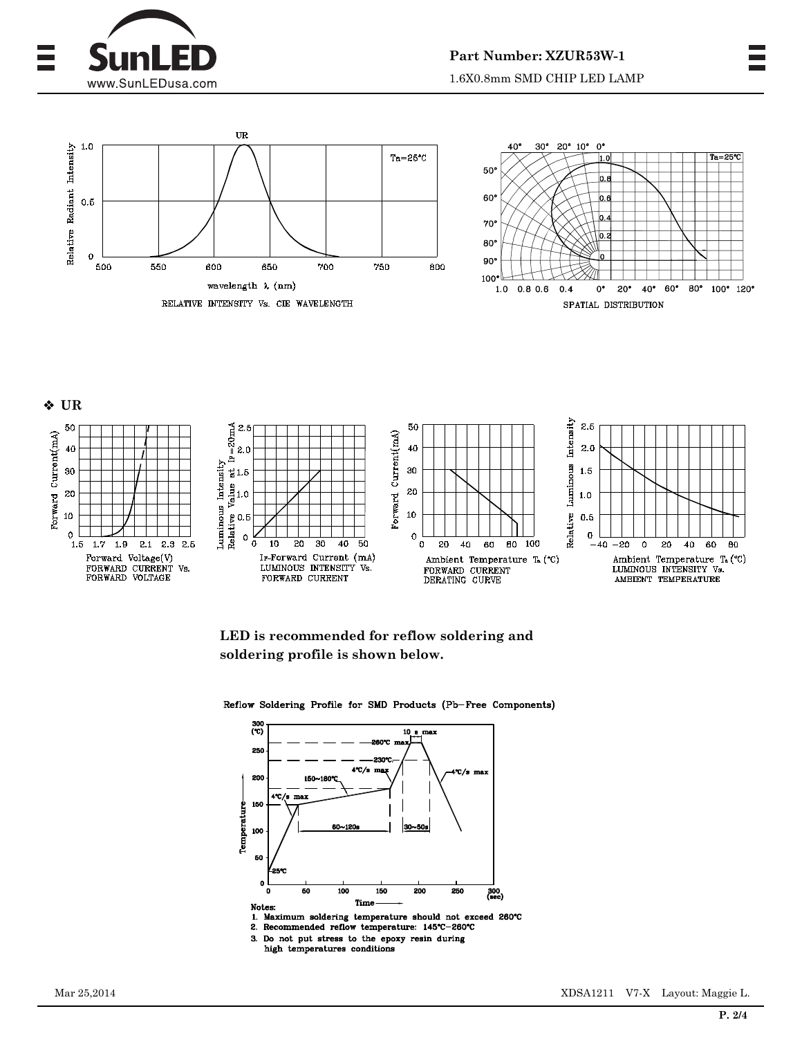RELATIVE INTENSITY Vs. CIE WAVELENGTH

SPATIAL DISTRIBUTION

❖ **UR**

FORWARD CURRENT Vs. FORWARD VOLTAGE

LUMINOUS INTENSITY Vs. FORWARD CURRENT

FORWARD CURRENT DERATING CURVE

LUMINOUS INTENSITY Vs. AMBIENT TEMPERATURE

**LED is recommended for reflow soldering and soldering profile is shown below.**

Reflow Soldering Profile for SMD Products (Pb-Free Components)

Notes:
1. Maximum soldering temperature should not exceed 260°C
2. Recommended reflow temperature: 145°C-260°C
3. Do not put stress to the epoxy resin during high temperatures conditions

Mar 25,2014 XDSA1211 V7-X Layout: Maggie L.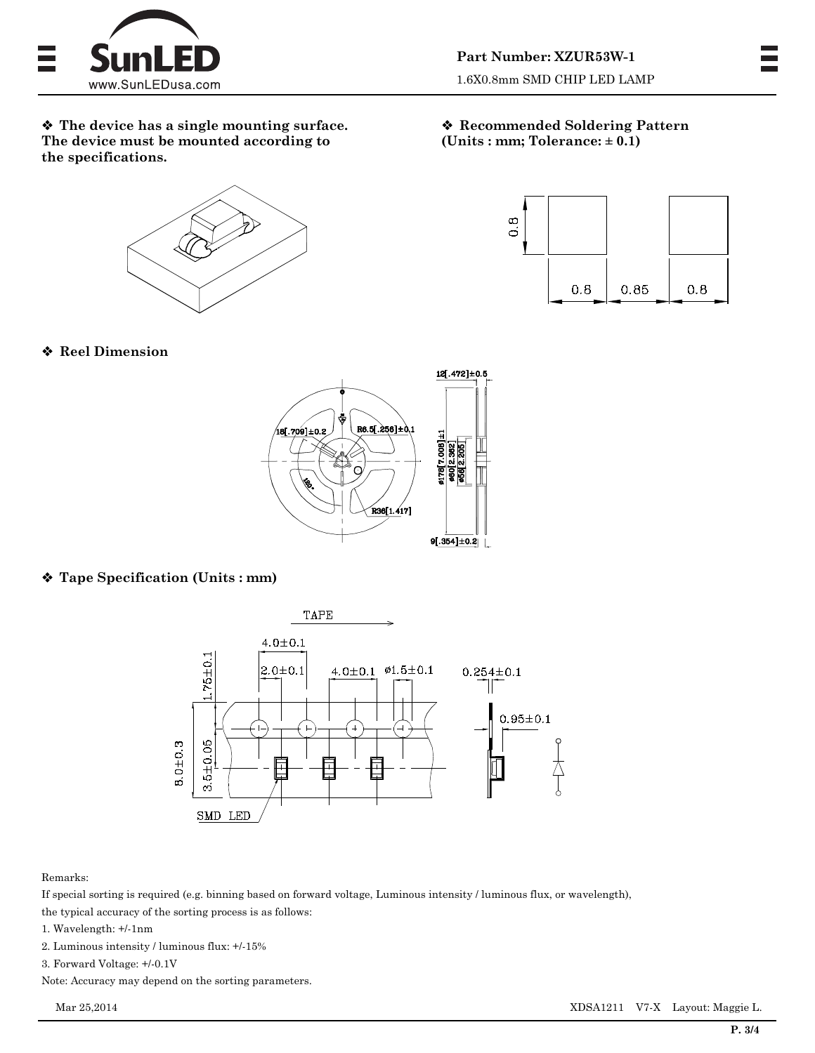❖ **The device has a single mounting surface. The device must be mounted according to the specifications.**

❖ **Recommended Soldering Pattern (Units : mm; Tolerance: ± 0.1)**

❖ **Reel Dimension**

❖ **Tape Specification (Units : mm)**

Remarks:

If special sorting is required (e.g. binning based on forward voltage, Luminous intensity / luminous flux, or wavelength), the typical accuracy of the sorting process is as follows:

1. Wavelength: +/-1nm
2. Luminous intensity / luminous flux: +/-15%
3. Forward Voltage: +/-0.1V

Note: Accuracy may depend on the sorting parameters.

Mar 25,2014 XDSA1211 V7-X Layout: Maggie L.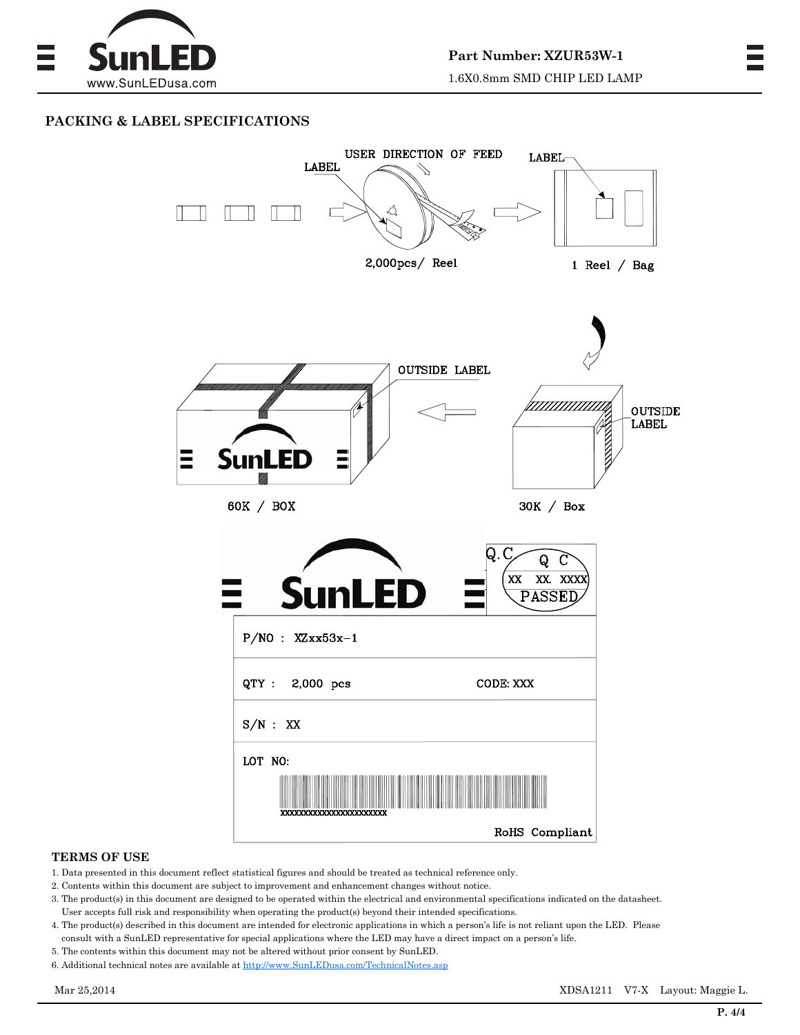## PACKING & LABEL SPECIFICATIONS

USER DIRECTION OF FEED

LABEL

LABEL

2,000pcs/ Reel

1 Reel / Bag

OUTSIDE LABEL

OUTSIDE LABEL

60K / BOX

30K / Box

Q.C.

Q C

XX XX. XXXX

PASSED

P/NO : XZxx53x–1

QTY : 2,000 pcs CODE: XXX

S/N : XX

LOT NO:

XXXXXXXXXXXXXXXXXXXXXXXXX

RoHS Compliant

### TERMS OF USE

1. Data presented in this document reflect statistical figures and should be treated as technical reference only.
2. Contents within this document are subject to improvement and enhancement changes without notice.
3. The product(s) in this document are designed to be operated within the electrical and environmental specifications indicated on the datasheet. User accepts full risk and responsibility when operating the product(s) beyond their intended specifications.
4. The product(s) described in this document are intended for electronic applications in which a person's life is not reliant upon the LED. Please consult with a SunLED representative for special applications where the LED may have a direct impact on a person's life.
5. The contents within this document may not be altered without prior consent by SunLED.
6. Additional technical notes are available at http://www.SunLEDusa.com/TechnicalNotes.asp

Mar 25,2014 XDSA1211 V7-X Layout: Maggie L.